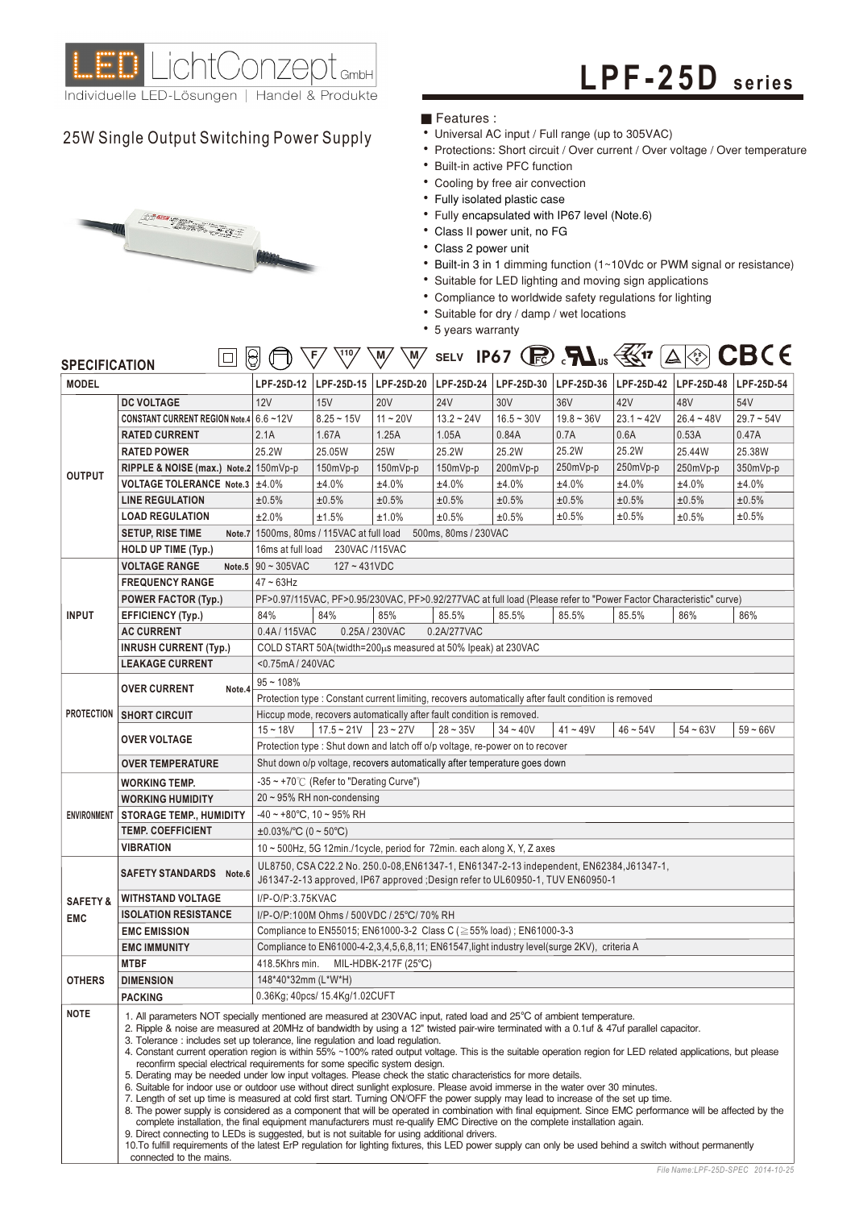LED LichtConzept GmbH
Individuelle LED-Lösungen | Handel & Produkte

# LPF-25D series

## 25W Single Output Switching Power Supply

■ Features :

- Universal AC input / Full range (up to 305VAC)
- Protections: Short circuit / Over current / Over voltage / Over temperature
- Built-in active PFC function
- Cooling by free air convection
- Fully isolated plastic case
- Fully encapsulated with IP67 level (Note.6)
- Class II power unit, no FG
- Class 2 power unit
- Built-in 3 in 1 dimming function (1~10Vdc or PWM signal or resistance)
- Suitable for LED lighting and moving sign applications
- Compliance to worldwide safety regulations for lighting
- Suitable for dry / damp / wet locations
- 5 years warranty

## SPECIFICATION

| MODEL | | LPF-25D-12 | LPF-25D-15 | LPF-25D-20 | LPF-25D-24 | LPF-25D-30 | LPF-25D-36 | LPF-25D-42 | LPF-25D-48 | LPF-25D-54 |
|---|---|---|---|---|---|---|---|---|---|---|
| OUTPUT | DC VOLTAGE | 12V | 15V | 20V | 24V | 30V | 36V | 42V | 48V | 54V |
| | CONSTANT CURRENT REGION Note.4 | 6.6 ~12V | 8.25 ~ 15V | 11 ~ 20V | 13.2 ~ 24V | 16.5 ~ 30V | 19.8 ~ 36V | 23.1 ~ 42V | 26.4 ~ 48V | 29.7 ~ 54V |
| | RATED CURRENT | 2.1A | 1.67A | 1.25A | 1.05A | 0.84A | 0.7A | 0.6A | 0.53A | 0.47A |
| | RATED POWER | 25.2W | 25.05W | 25W | 25.2W | 25.2W | 25.2W | 25.2W | 25.44W | 25.38W |
| | RIPPLE & NOISE (max.) Note.2 | 150mVp-p | 150mVp-p | 150mVp-p | 150mVp-p | 200mVp-p | 250mVp-p | 250mVp-p | 250mVp-p | 350mVp-p |
| | VOLTAGE TOLERANCE Note.3 | ±4.0% | ±4.0% | ±4.0% | ±4.0% | ±4.0% | ±4.0% | ±4.0% | ±4.0% | ±4.0% |
| | LINE REGULATION | ±0.5% | ±0.5% | ±0.5% | ±0.5% | ±0.5% | ±0.5% | ±0.5% | ±0.5% | ±0.5% |
| | LOAD REGULATION | ±2.0% | ±1.5% | ±1.0% | ±0.5% | ±0.5% | ±0.5% | ±0.5% | ±0.5% | ±0.5% |
| | SETUP, RISE TIME Note.7 | 1500ms, 80ms / 115VAC at full load 500ms, 80ms / 230VAC | | | | | | | | |
| | HOLD UP TIME (Typ.) | 16ms at full load 230VAC /115VAC | | | | | | | | |
| INPUT | VOLTAGE RANGE Note.5 | 90 ~ 305VAC 127 ~ 431VDC | | | | | | | | |
| | FREQUENCY RANGE | 47 ~ 63Hz | | | | | | | | |
| | POWER FACTOR (Typ.) | PF>0.97/115VAC, PF>0.95/230VAC, PF>0.92/277VAC at full load (Please refer to "Power Factor Characteristic" curve) | | | | | | | | |
| | EFFICIENCY (Typ.) | 84% | 84% | 85% | 85.5% | 85.5% | 85.5% | 85.5% | 86% | 86% |
| | AC CURRENT | 0.4A / 115VAC 0.25A / 230VAC 0.2A/277VAC | | | | | | | | |
| | INRUSH CURRENT (Typ.) | COLD START 50A(twidth=200μs measured at 50% Ipeak) at 230VAC | | | | | | | | |
| | LEAKAGE CURRENT | <0.75mA / 240VAC | | | | | | | | |
| PROTECTION | OVER CURRENT Note.4 | 95 ~ 108% | | | | | | | | |
| | | Protection type : Constant current limiting, recovers automatically after fault condition is removed | | | | | | | | |
| | SHORT CIRCUIT | Hiccup mode, recovers automatically after fault condition is removed. | | | | | | | | |
| | OVER VOLTAGE | 15 ~ 18V | 17.5 ~ 21V | 23 ~ 27V | 28 ~ 35V | 34 ~ 40V | 41 ~ 49V | 46 ~ 54V | 54 ~ 63V | 59 ~ 66V |
| | | Protection type : Shut down and latch off o/p voltage, re-power on to recover | | | | | | | | |
| | OVER TEMPERATURE | Shut down o/p voltage, recovers automatically after temperature goes down | | | | | | | | |
| ENVIRONMENT | WORKING TEMP. | -35 ~ +70℃ (Refer to "Derating Curve") | | | | | | | | |
| | WORKING HUMIDITY | 20 ~ 95% RH non-condensing | | | | | | | | |
| | STORAGE TEMP., HUMIDITY | -40 ~ +80°C, 10 ~ 95% RH | | | | | | | | |
| | TEMP. COEFFICIENT | ±0.03%/°C (0 ~ 50°C) | | | | | | | | |
| | VIBRATION | 10 ~ 500Hz, 5G 12min./1cycle, period for 72min. each along X, Y, Z axes | | | | | | | | |
| SAFETY & EMC | SAFETY STANDARDS Note.6 | UL8750, CSA C22.2 No. 250.0-08,EN61347-1, EN61347-2-13 independent, EN62384,J61347-1, J61347-2-13 approved, IP67 approved ;Design refer to UL60950-1, TUV EN60950-1 | | | | | | | | |
| | WITHSTAND VOLTAGE | I/P-O/P:3.75KVAC | | | | | | | | |
| | ISOLATION RESISTANCE | I/P-O/P:100M Ohms / 500VDC / 25°C/ 70% RH | | | | | | | | |
| | EMC EMISSION | Compliance to EN55015; EN61000-3-2 Class C (≧55% load) ; EN61000-3-3 | | | | | | | | |
| | EMC IMMUNITY | Compliance to EN61000-4-2,3,4,5,6,8,11; EN61547,light industry level(surge 2KV), criteria A | | | | | | | | |
| OTHERS | MTBF | 418.5Khrs min. MIL-HDBK-217F (25°C) | | | | | | | | |
| | DIMENSION | 148*40*32mm (L*W*H) | | | | | | | | |
| | PACKING | 0.36Kg; 40pcs/ 15.4Kg/1.02CUFT | | | | | | | | |

**NOTE**

1. All parameters NOT specially mentioned are measured at 230VAC input, rated load and 25°C of ambient temperature.
2. Ripple & noise are measured at 20MHz of bandwidth by using a 12" twisted pair-wire terminated with a 0.1uf & 47uf parallel capacitor.
3. Tolerance : includes set up tolerance, line regulation and load regulation.
4. Constant current operation region is within 55% ~100% rated output voltage. This is the suitable operation region for LED related applications, but please reconfirm special electrical requirements for some specific system design.
5. Derating may be needed under low input voltages. Please check the static characteristics for more details.
6. Suitable for indoor use or outdoor use without direct sunlight explosure. Please avoid immerse in the water over 30 minutes.
7. Length of set up time is measured at cold first start. Turning ON/OFF the power supply may lead to increase of the set up time.
8. The power supply is considered as a component that will be operated in combination with final equipment. Since EMC performance will be affected by the complete installation, the final equipment manufacturers must re-qualify EMC Directive on the complete installation again.
9. Direct connecting to LEDs is suggested, but is not suitable for using additional drivers.
10. To fulfill requirements of the latest ErP regulation for lighting fixtures, this LED power supply can only be used behind a switch without permanently connected to the mains.

*File Name:LPF-25D-SPEC 2014-10-25*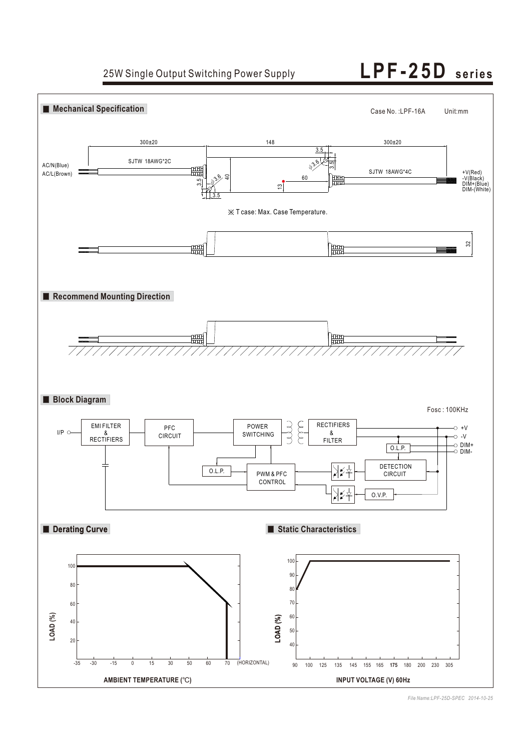# 25W Single Output Switching Power Supply — LPF-25D series

## Mechanical Specification

Case No. :LPF-16A    Unit:mm

300±20    148    300±20

3.5    ∅3.6    3.5

AC/N(Blue)
AC/L(Brown)

SJTW 18AWG*2C    SJTW 18AWG*4C

3.5    ∅3.6    40    13    60    3.5

+V(Red)
-V(Black)
DIM+(Blue)
DIM-(White)

※ T case: Max. Case Temperature.

32

## Recommend Mounting Direction

## Block Diagram

Fosc : 100KHz

I/P → EMI FILTER & RECTIFIERS → PFC CIRCUIT → POWER SWITCHING → RECTIFIERS & FILTER → +V, -V

O.L.P. → DIM+, DIM-

O.L.P.    PWM & PFC CONTROL    DETECTION CIRCUIT    O.V.P.

## Derating Curve

LOAD (%): 20, 40, 60, 80, 100

AMBIENT TEMPERATURE (℃): -35, -30, -15, 0, 15, 30, 50, 60, 70 (HORIZONTAL)

## Static Characteristics

LOAD (%): 40, 50, 60, 70, 80, 90, 100

INPUT VOLTAGE (V) 60Hz: 90, 100, 125, 135, 145, 155, 165, 175, 180, 200, 230, 305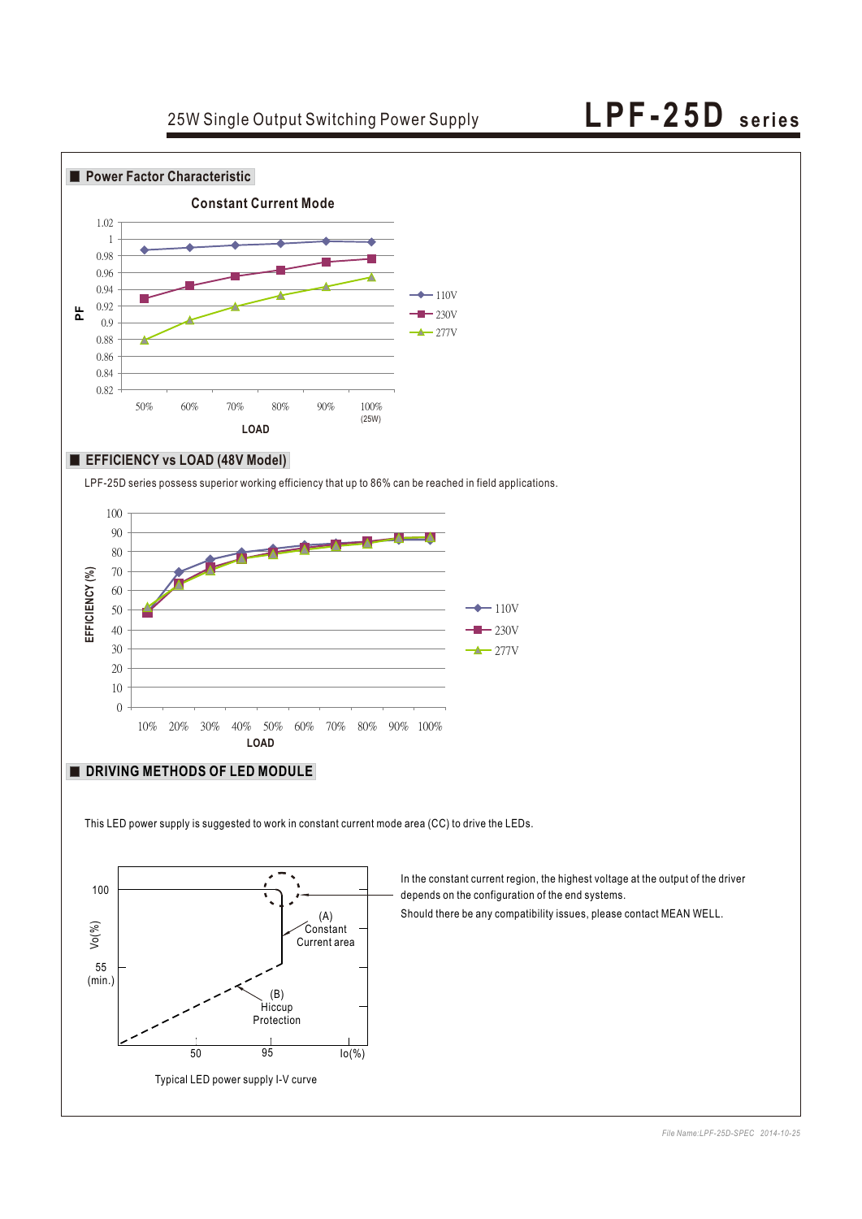## Power Factor Characteristic

Constant Current Mode

## EFFICIENCY vs LOAD (48V Model)

LPF-25D series possess superior working efficiency that up to 86% can be reached in field applications.

## DRIVING METHODS OF LED MODULE

This LED power supply is suggested to work in constant current mode area (CC) to drive the LEDs.

In the constant current region, the highest voltage at the output of the driver depends on the configuration of the end systems.

Should there be any compatibility issues, please contact MEAN WELL.

Typical LED power supply I-V curve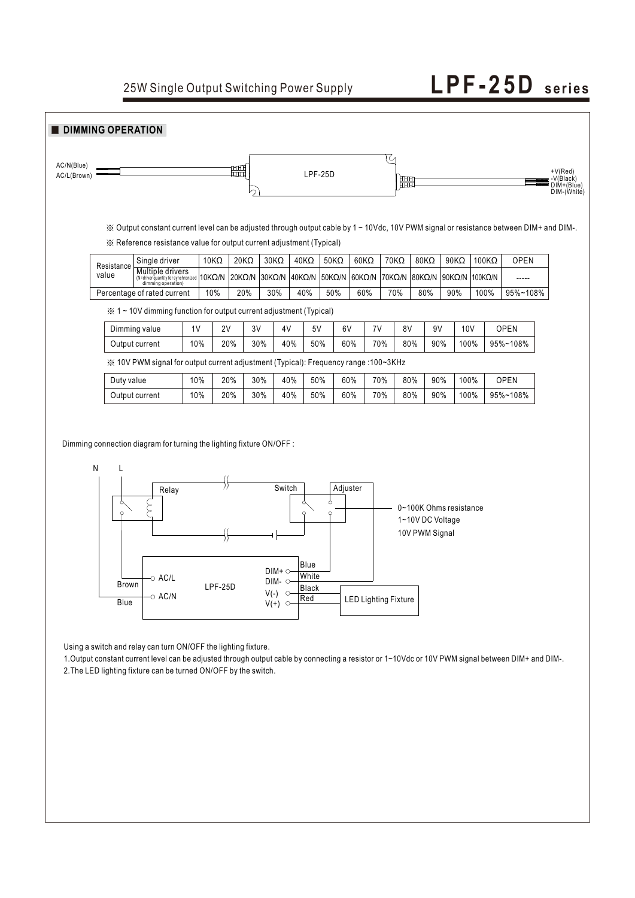## DIMMING OPERATION

AC/N(Blue)
AC/L(Brown)
LPF-25D
+V(Red)
-V(Black)
DIM+(Blue)
DIM-(White)

※ Output constant current level can be adjusted through output cable by 1 ~ 10Vdc, 10V PWM signal or resistance between DIM+ and DIM-.

※ Reference resistance value for output current adjustment (Typical)

| Resistance value | | | | | | | | | | | | |
|---|---|---|---|---|---|---|---|---|---|---|---|---|
| Resistance value | Single driver | 10KΩ | 20KΩ | 30KΩ | 40KΩ | 50KΩ | 60KΩ | 70KΩ | 80KΩ | 90KΩ | 100KΩ | OPEN |
| | Multiple drivers (N=driver quantity for synchronized dimming operation) | 10KΩ/N | 20KΩ/N | 30KΩ/N | 40KΩ/N | 50KΩ/N | 60KΩ/N | 70KΩ/N | 80KΩ/N | 90KΩ/N | 100KΩ/N | ----- |
| Percentage of rated current | | 10% | 20% | 30% | 40% | 50% | 60% | 70% | 80% | 90% | 100% | 95%~108% |

※ 1 ~ 10V dimming function for output current adjustment (Typical)

| Dimming value | 1V | 2V | 3V | 4V | 5V | 6V | 7V | 8V | 9V | 10V | OPEN |
|---|---|---|---|---|---|---|---|---|---|---|---|
| Output current | 10% | 20% | 30% | 40% | 50% | 60% | 70% | 80% | 90% | 100% | 95%~108% |

※ 10V PWM signal for output current adjustment (Typical): Frequency range :100~3KHz

| Duty value | 10% | 20% | 30% | 40% | 50% | 60% | 70% | 80% | 90% | 100% | OPEN |
|---|---|---|---|---|---|---|---|---|---|---|---|
| Output current | 10% | 20% | 30% | 40% | 50% | 60% | 70% | 80% | 90% | 100% | 95%~108% |

Dimming connection diagram for turning the lighting fixture ON/OFF :

N
L
Relay
Switch
Adjuster
0~100K Ohms resistance
1~10V DC Voltage
10V PWM Signal
AC/L
AC/N
Brown
Blue
LPF-25D
DIM+
DIM-
V(-)
V(+)
Blue
White
Black
Red
LED Lighting Fixture

Using a switch and relay can turn ON/OFF the lighting fixture.

1.Output constant current level can be adjusted through output cable by connecting a resistor or 1~10Vdc or 10V PWM signal between DIM+ and DIM-.

2.The LED lighting fixture can be turned ON/OFF by the switch.